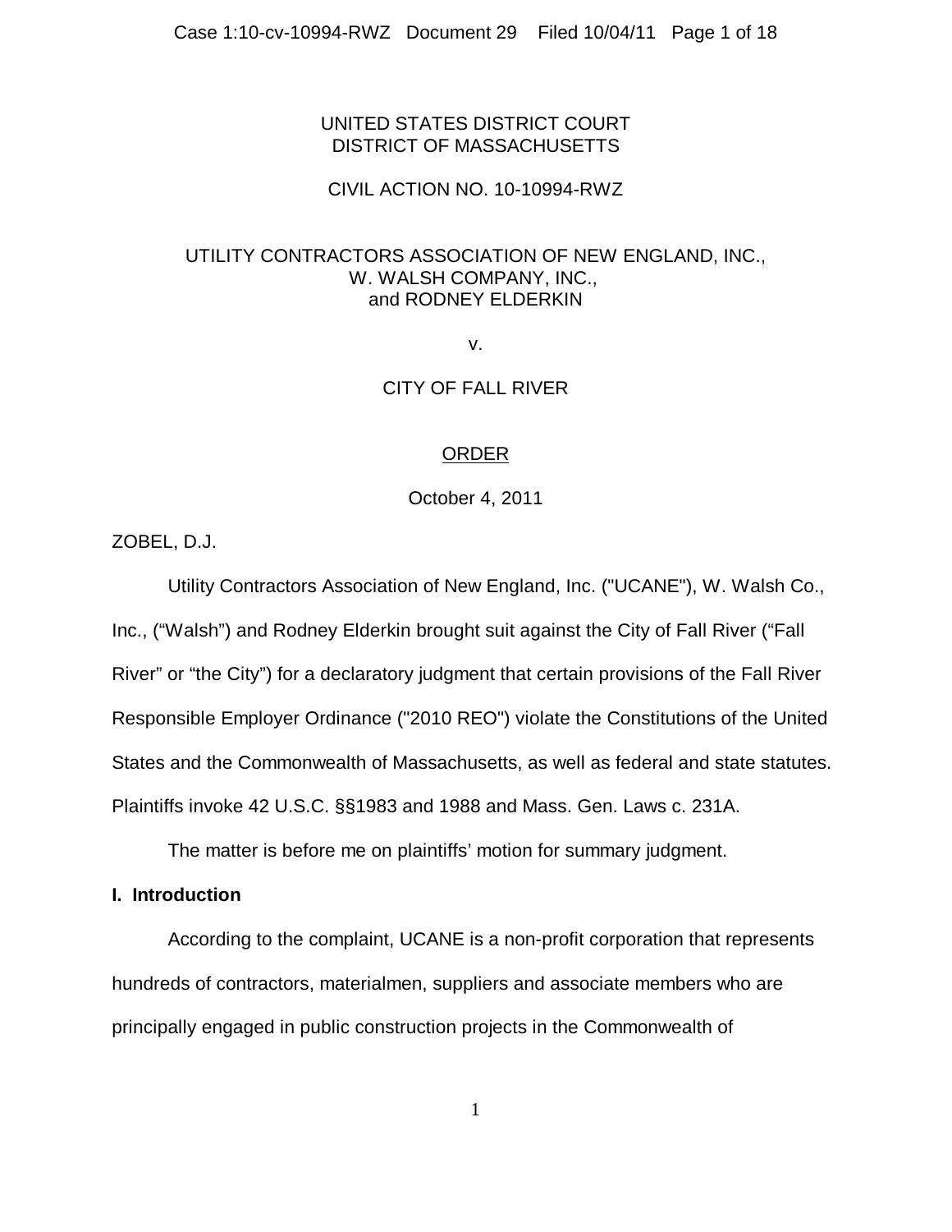UNITED STATES DISTRICT COURT
DISTRICT OF MASSACHUSETTS

CIVIL ACTION NO. 10-10994-RWZ

UTILITY CONTRACTORS ASSOCIATION OF NEW ENGLAND, INC.,
W. WALSH COMPANY, INC.,
and RODNEY ELDERKIN

v.

CITY OF FALL RIVER

ORDER

October 4, 2011

ZOBEL, D.J.

Utility Contractors Association of New England, Inc. ("UCANE"), W. Walsh Co., Inc., ("Walsh") and Rodney Elderkin brought suit against the City of Fall River ("Fall River" or "the City") for a declaratory judgment that certain provisions of the Fall River Responsible Employer Ordinance ("2010 REO") violate the Constitutions of the United States and the Commonwealth of Massachusetts, as well as federal and state statutes. Plaintiffs invoke 42 U.S.C. §§1983 and 1988 and Mass. Gen. Laws c. 231A.

The matter is before me on plaintiffs' motion for summary judgment.

**I. Introduction**

According to the complaint, UCANE is a non-profit corporation that represents hundreds of contractors, materialmen, suppliers and associate members who are principally engaged in public construction projects in the Commonwealth of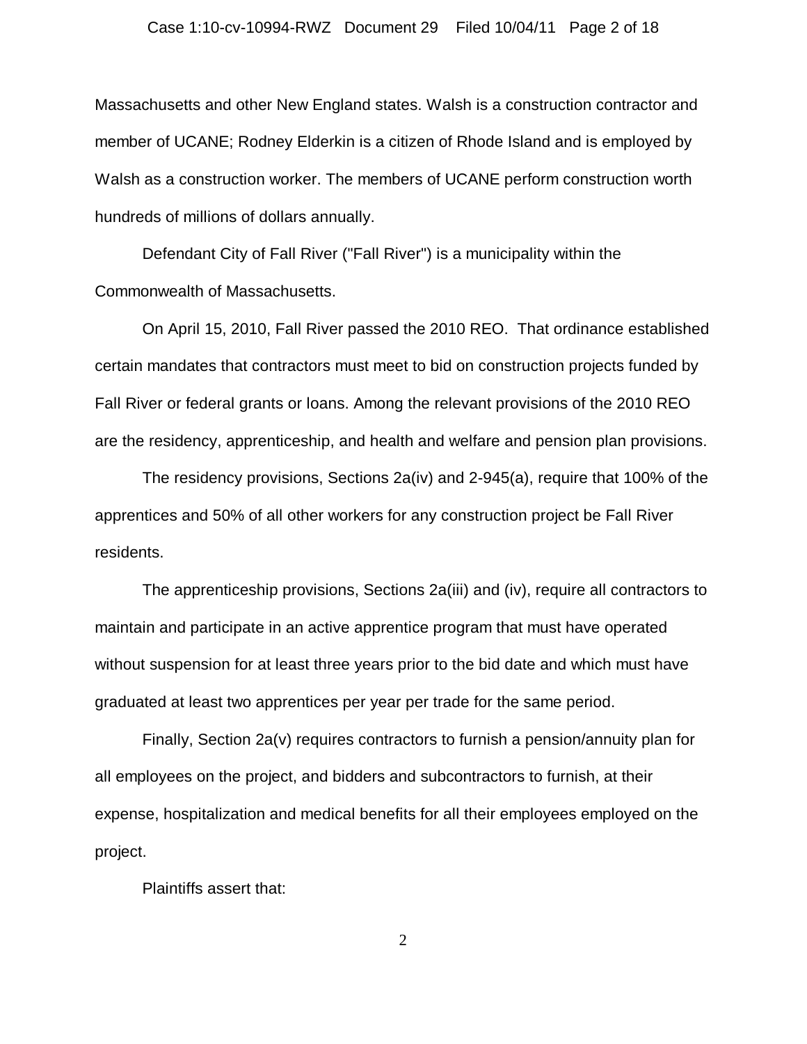Massachusetts and other New England states. Walsh is a construction contractor and member of UCANE; Rodney Elderkin is a citizen of Rhode Island and is employed by Walsh as a construction worker. The members of UCANE perform construction worth hundreds of millions of dollars annually.

Defendant City of Fall River ("Fall River") is a municipality within the Commonwealth of Massachusetts.

On April 15, 2010, Fall River passed the 2010 REO. That ordinance established certain mandates that contractors must meet to bid on construction projects funded by Fall River or federal grants or loans. Among the relevant provisions of the 2010 REO are the residency, apprenticeship, and health and welfare and pension plan provisions.

The residency provisions, Sections 2a(iv) and 2-945(a), require that 100% of the apprentices and 50% of all other workers for any construction project be Fall River residents.

The apprenticeship provisions, Sections 2a(iii) and (iv), require all contractors to maintain and participate in an active apprentice program that must have operated without suspension for at least three years prior to the bid date and which must have graduated at least two apprentices per year per trade for the same period.

Finally, Section 2a(v) requires contractors to furnish a pension/annuity plan for all employees on the project, and bidders and subcontractors to furnish, at their expense, hospitalization and medical benefits for all their employees employed on the project.

Plaintiffs assert that: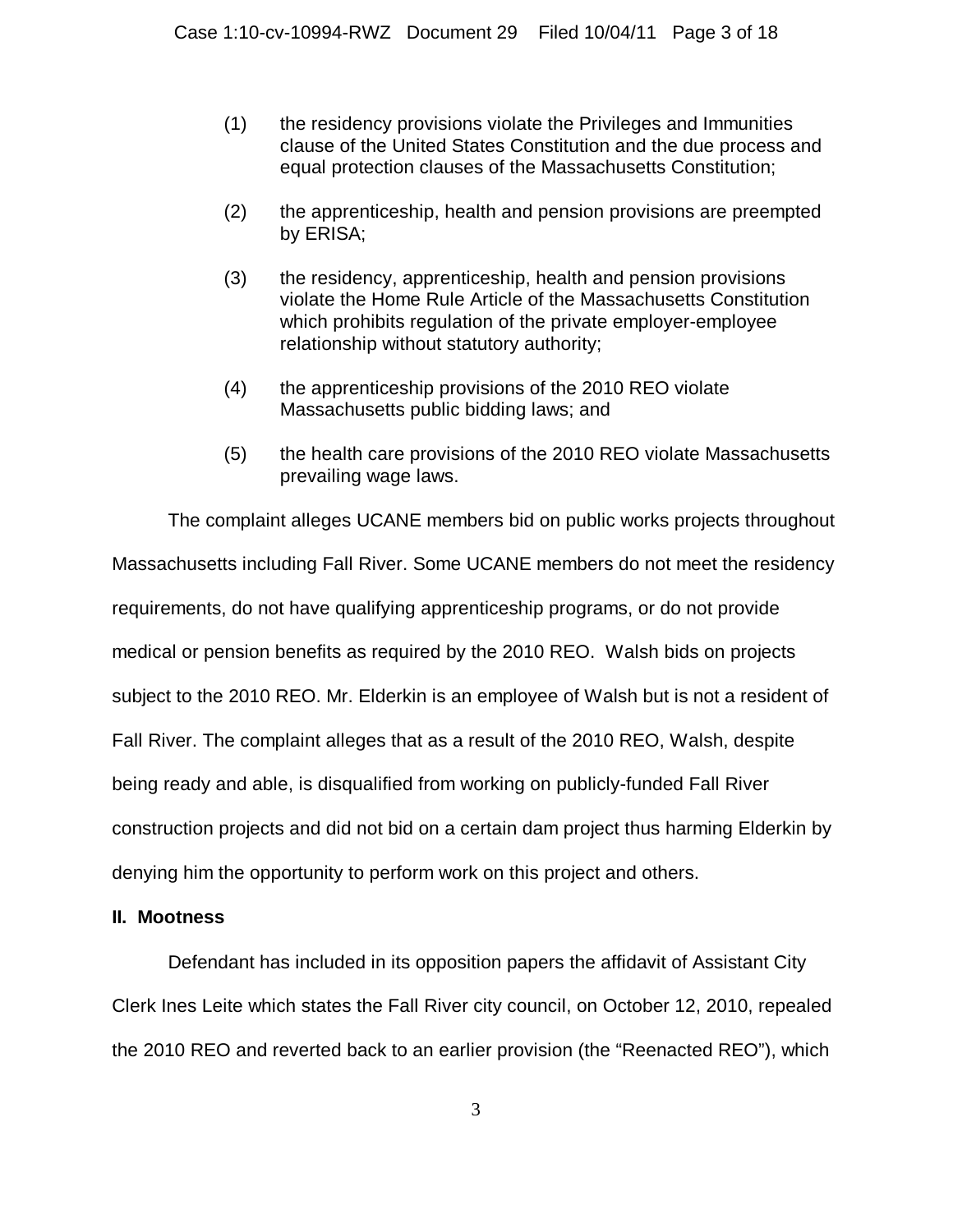(1) the residency provisions violate the Privileges and Immunities clause of the United States Constitution and the due process and equal protection clauses of the Massachusetts Constitution;

(2) the apprenticeship, health and pension provisions are preempted by ERISA;

(3) the residency, apprenticeship, health and pension provisions violate the Home Rule Article of the Massachusetts Constitution which prohibits regulation of the private employer-employee relationship without statutory authority;

(4) the apprenticeship provisions of the 2010 REO violate Massachusetts public bidding laws; and

(5) the health care provisions of the 2010 REO violate Massachusetts prevailing wage laws.

The complaint alleges UCANE members bid on public works projects throughout Massachusetts including Fall River. Some UCANE members do not meet the residency requirements, do not have qualifying apprenticeship programs, or do not provide medical or pension benefits as required by the 2010 REO. Walsh bids on projects subject to the 2010 REO. Mr. Elderkin is an employee of Walsh but is not a resident of Fall River. The complaint alleges that as a result of the 2010 REO, Walsh, despite being ready and able, is disqualified from working on publicly-funded Fall River construction projects and did not bid on a certain dam project thus harming Elderkin by denying him the opportunity to perform work on this project and others.

## II. Mootness

Defendant has included in its opposition papers the affidavit of Assistant City Clerk Ines Leite which states the Fall River city council, on October 12, 2010, repealed the 2010 REO and reverted back to an earlier provision (the "Reenacted REO"), which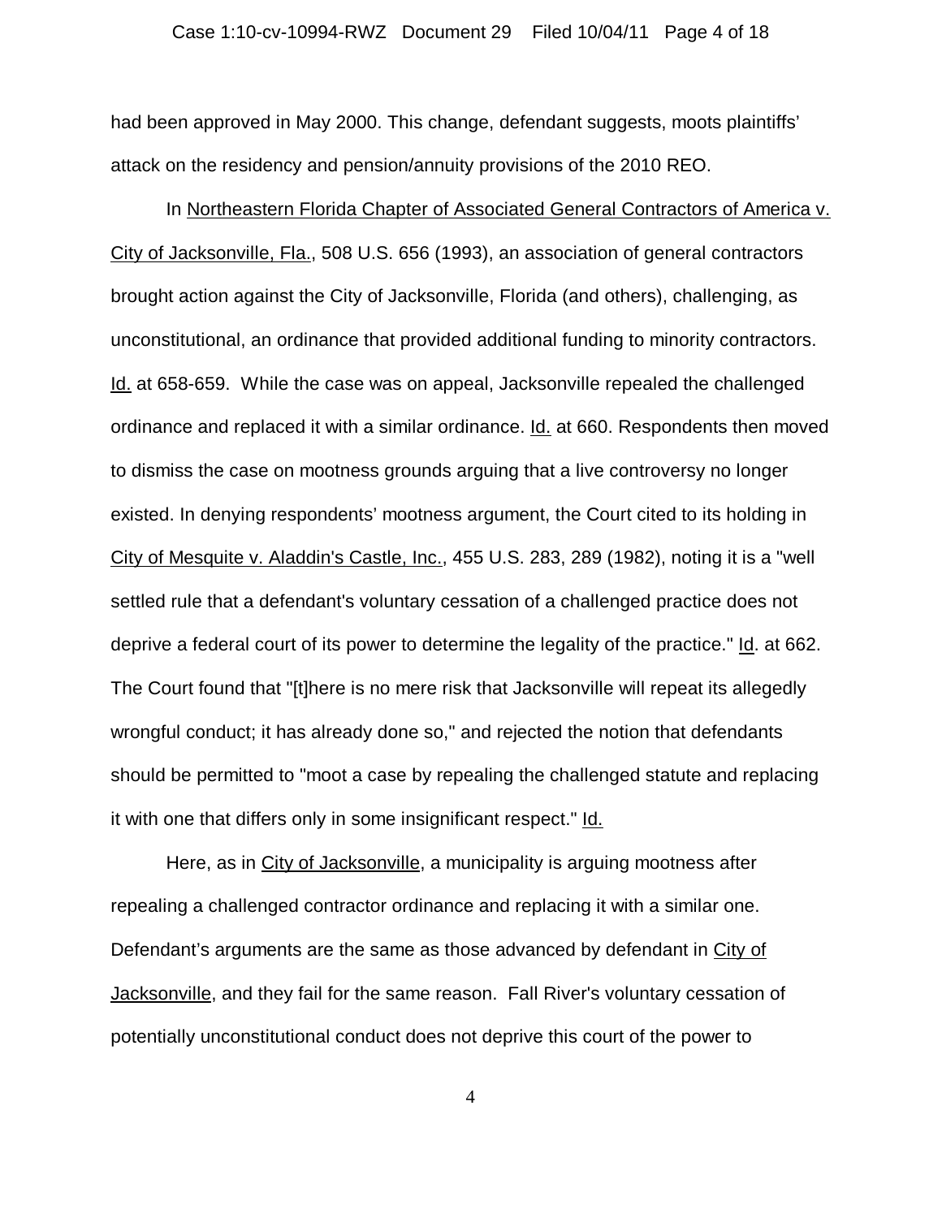had been approved in May 2000. This change, defendant suggests, moots plaintiffs' attack on the residency and pension/annuity provisions of the 2010 REO.

In Northeastern Florida Chapter of Associated General Contractors of America v. City of Jacksonville, Fla., 508 U.S. 656 (1993), an association of general contractors brought action against the City of Jacksonville, Florida (and others), challenging, as unconstitutional, an ordinance that provided additional funding to minority contractors. Id. at 658-659. While the case was on appeal, Jacksonville repealed the challenged ordinance and replaced it with a similar ordinance. Id. at 660. Respondents then moved to dismiss the case on mootness grounds arguing that a live controversy no longer existed. In denying respondents' mootness argument, the Court cited to its holding in City of Mesquite v. Aladdin's Castle, Inc., 455 U.S. 283, 289 (1982), noting it is a "well settled rule that a defendant's voluntary cessation of a challenged practice does not deprive a federal court of its power to determine the legality of the practice." Id. at 662. The Court found that "[t]here is no mere risk that Jacksonville will repeat its allegedly wrongful conduct; it has already done so," and rejected the notion that defendants should be permitted to "moot a case by repealing the challenged statute and replacing it with one that differs only in some insignificant respect." Id.

Here, as in City of Jacksonville, a municipality is arguing mootness after repealing a challenged contractor ordinance and replacing it with a similar one. Defendant's arguments are the same as those advanced by defendant in City of Jacksonville, and they fail for the same reason. Fall River's voluntary cessation of potentially unconstitutional conduct does not deprive this court of the power to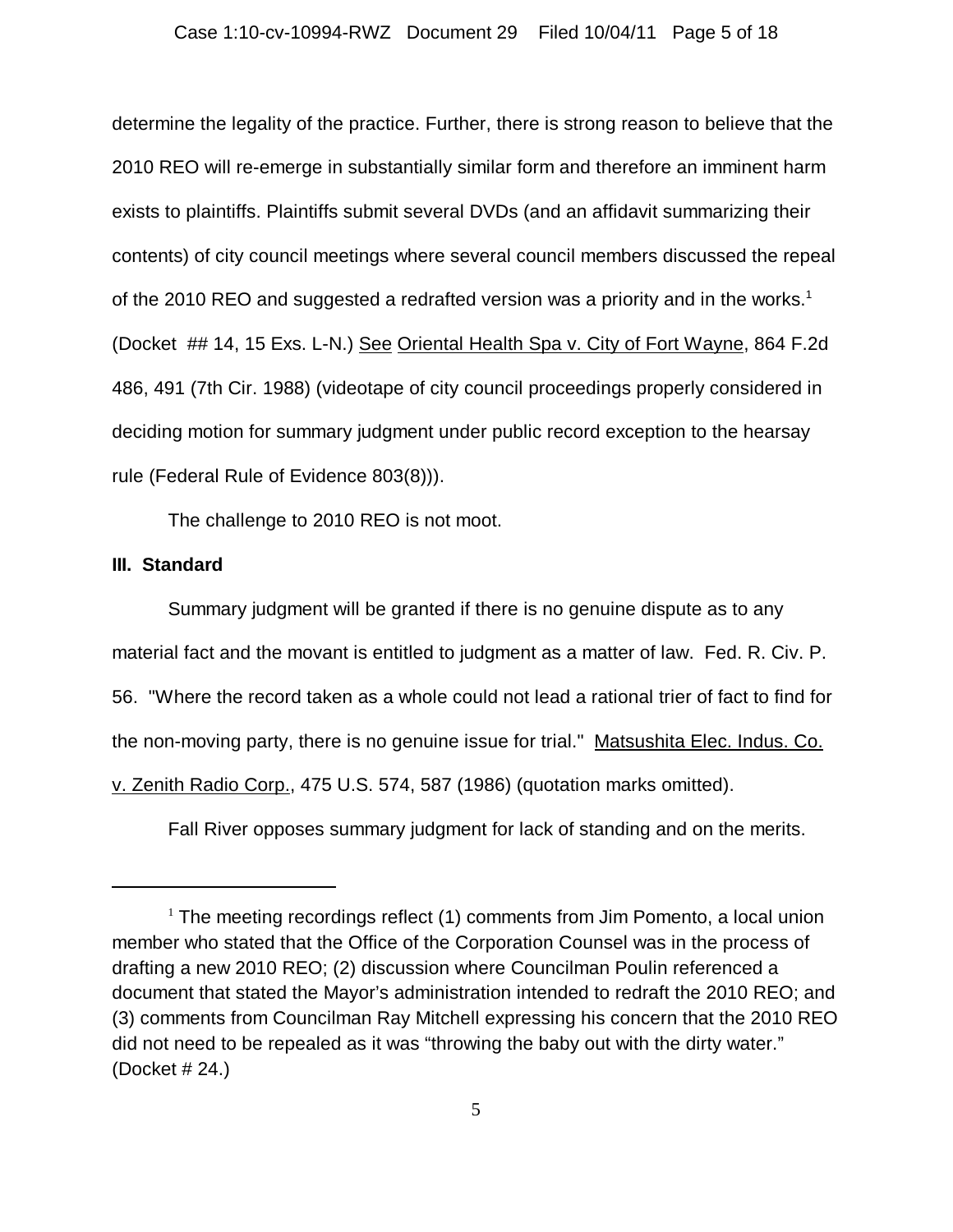determine the legality of the practice. Further, there is strong reason to believe that the 2010 REO will re-emerge in substantially similar form and therefore an imminent harm exists to plaintiffs. Plaintiffs submit several DVDs (and an affidavit summarizing their contents) of city council meetings where several council members discussed the repeal of the 2010 REO and suggested a redrafted version was a priority and in the works.[1] (Docket ## 14, 15 Exs. L-N.) See Oriental Health Spa v. City of Fort Wayne, 864 F.2d 486, 491 (7th Cir. 1988) (videotape of city council proceedings properly considered in deciding motion for summary judgment under public record exception to the hearsay rule (Federal Rule of Evidence 803(8))).

The challenge to 2010 REO is not moot.

**III. Standard**

Summary judgment will be granted if there is no genuine dispute as to any material fact and the movant is entitled to judgment as a matter of law. Fed. R. Civ. P. 56. "Where the record taken as a whole could not lead a rational trier of fact to find for the non-moving party, there is no genuine issue for trial." Matsushita Elec. Indus. Co. v. Zenith Radio Corp., 475 U.S. 574, 587 (1986) (quotation marks omitted).

Fall River opposes summary judgment for lack of standing and on the merits.

---

[1] The meeting recordings reflect (1) comments from Jim Pomento, a local union member who stated that the Office of the Corporation Counsel was in the process of drafting a new 2010 REO; (2) discussion where Councilman Poulin referenced a document that stated the Mayor's administration intended to redraft the 2010 REO; and (3) comments from Councilman Ray Mitchell expressing his concern that the 2010 REO did not need to be repealed as it was "throwing the baby out with the dirty water." (Docket # 24.)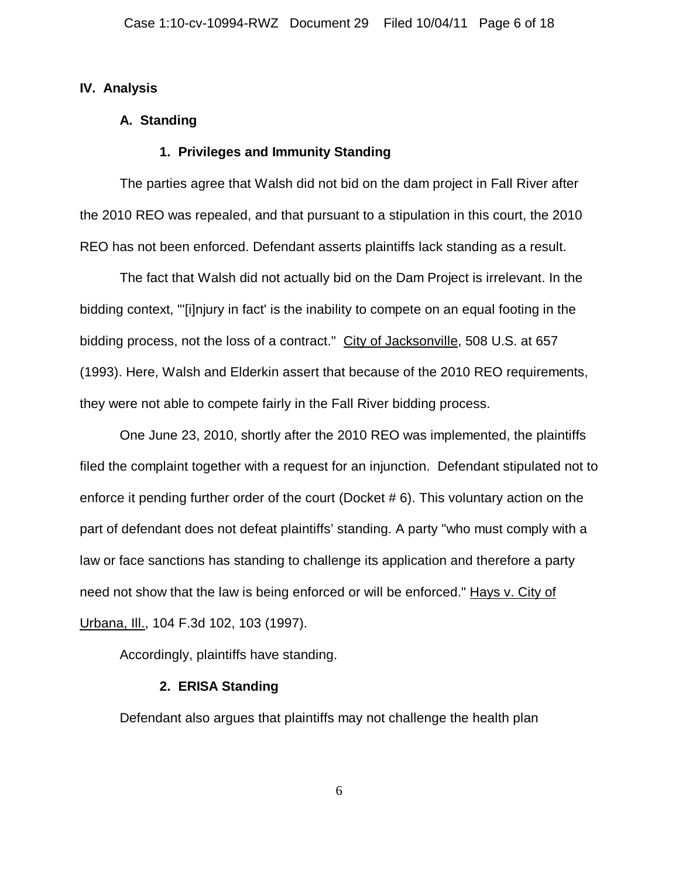## IV. Analysis

### A. Standing

#### 1. Privileges and Immunity Standing

The parties agree that Walsh did not bid on the dam project in Fall River after the 2010 REO was repealed, and that pursuant to a stipulation in this court, the 2010 REO has not been enforced. Defendant asserts plaintiffs lack standing as a result.

The fact that Walsh did not actually bid on the Dam Project is irrelevant. In the bidding context, "'[i]njury in fact' is the inability to compete on an equal footing in the bidding process, not the loss of a contract." City of Jacksonville, 508 U.S. at 657 (1993). Here, Walsh and Elderkin assert that because of the 2010 REO requirements, they were not able to compete fairly in the Fall River bidding process.

One June 23, 2010, shortly after the 2010 REO was implemented, the plaintiffs filed the complaint together with a request for an injunction. Defendant stipulated not to enforce it pending further order of the court (Docket # 6). This voluntary action on the part of defendant does not defeat plaintiffs' standing. A party "who must comply with a law or face sanctions has standing to challenge its application and therefore a party need not show that the law is being enforced or will be enforced." Hays v. City of Urbana, Ill., 104 F.3d 102, 103 (1997).

Accordingly, plaintiffs have standing.

#### 2. ERISA Standing

Defendant also argues that plaintiffs may not challenge the health plan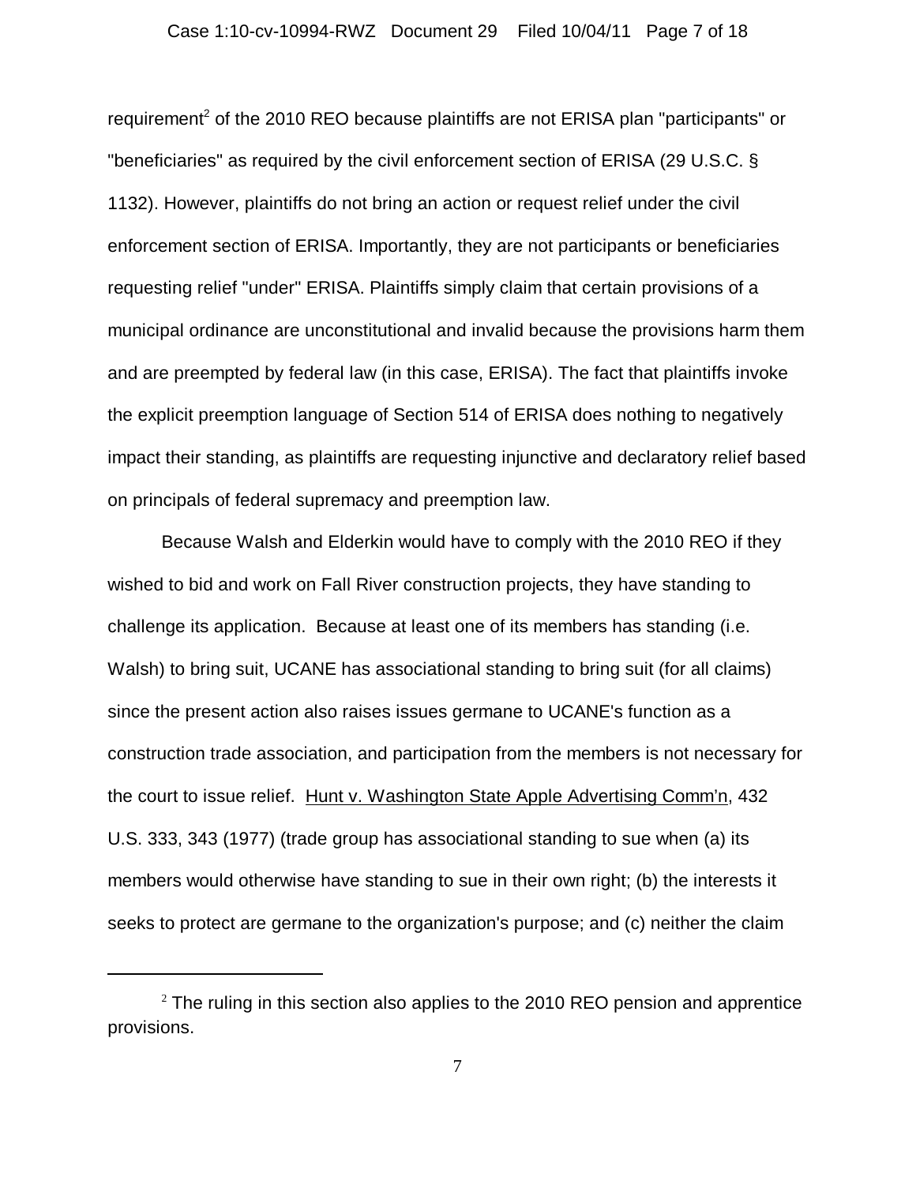requirement[2] of the 2010 REO because plaintiffs are not ERISA plan "participants" or "beneficiaries" as required by the civil enforcement section of ERISA (29 U.S.C. § 1132). However, plaintiffs do not bring an action or request relief under the civil enforcement section of ERISA. Importantly, they are not participants or beneficiaries requesting relief "under" ERISA. Plaintiffs simply claim that certain provisions of a municipal ordinance are unconstitutional and invalid because the provisions harm them and are preempted by federal law (in this case, ERISA). The fact that plaintiffs invoke the explicit preemption language of Section 514 of ERISA does nothing to negatively impact their standing, as plaintiffs are requesting injunctive and declaratory relief based on principals of federal supremacy and preemption law.

Because Walsh and Elderkin would have to comply with the 2010 REO if they wished to bid and work on Fall River construction projects, they have standing to challenge its application. Because at least one of its members has standing (i.e. Walsh) to bring suit, UCANE has associational standing to bring suit (for all claims) since the present action also raises issues germane to UCANE's function as a construction trade association, and participation from the members is not necessary for the court to issue relief. Hunt v. Washington State Apple Advertising Comm'n, 432 U.S. 333, 343 (1977) (trade group has associational standing to sue when (a) its members would otherwise have standing to sue in their own right; (b) the interests it seeks to protect are germane to the organization's purpose; and (c) neither the claim

[2] The ruling in this section also applies to the 2010 REO pension and apprentice provisions.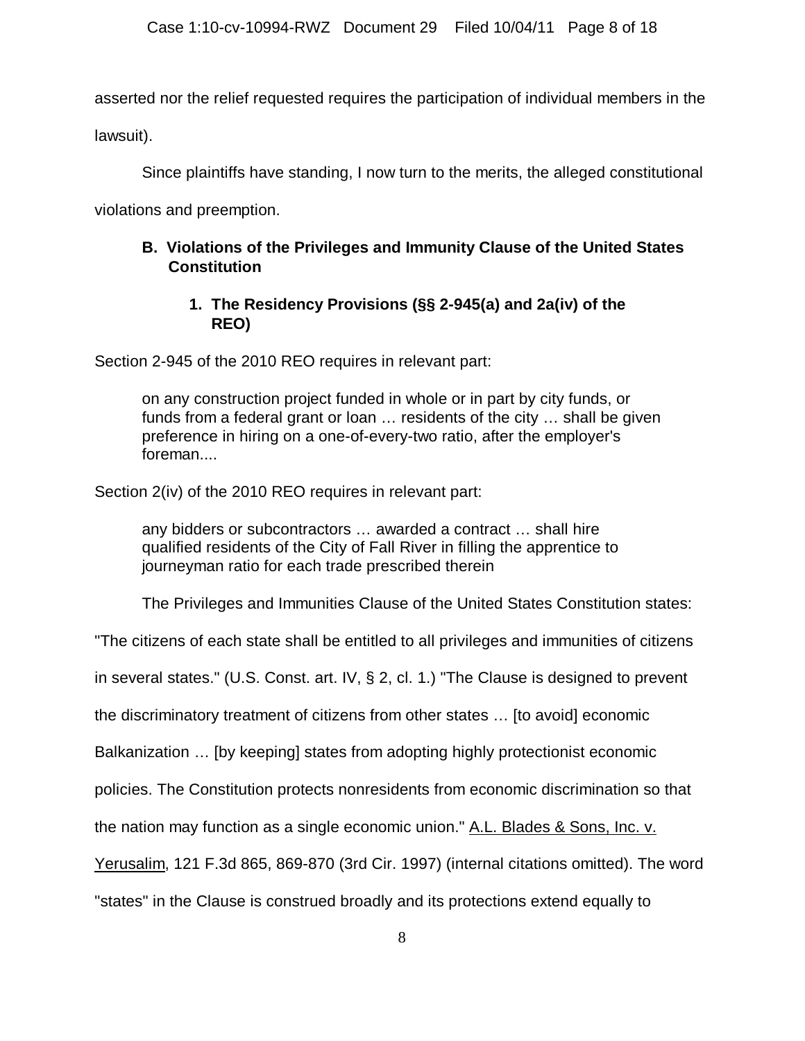asserted nor the relief requested requires the participation of individual members in the lawsuit).

Since plaintiffs have standing, I now turn to the merits, the alleged constitutional violations and preemption.

### B. Violations of the Privileges and Immunity Clause of the United States Constitution

#### 1. The Residency Provisions (§§ 2-945(a) and 2a(iv) of the REO)

Section 2-945 of the 2010 REO requires in relevant part:

> on any construction project funded in whole or in part by city funds, or funds from a federal grant or loan … residents of the city … shall be given preference in hiring on a one-of-every-two ratio, after the employer's foreman....

Section 2(iv) of the 2010 REO requires in relevant part:

> any bidders or subcontractors … awarded a contract … shall hire qualified residents of the City of Fall River in filling the apprentice to journeyman ratio for each trade prescribed therein

The Privileges and Immunities Clause of the United States Constitution states: "The citizens of each state shall be entitled to all privileges and immunities of citizens in several states." (U.S. Const. art. IV, § 2, cl. 1.) "The Clause is designed to prevent the discriminatory treatment of citizens from other states … [to avoid] economic Balkanization … [by keeping] states from adopting highly protectionist economic policies. The Constitution protects nonresidents from economic discrimination so that the nation may function as a single economic union." A.L. Blades & Sons, Inc. v. Yerusalim, 121 F.3d 865, 869-870 (3rd Cir. 1997) (internal citations omitted). The word "states" in the Clause is construed broadly and its protections extend equally to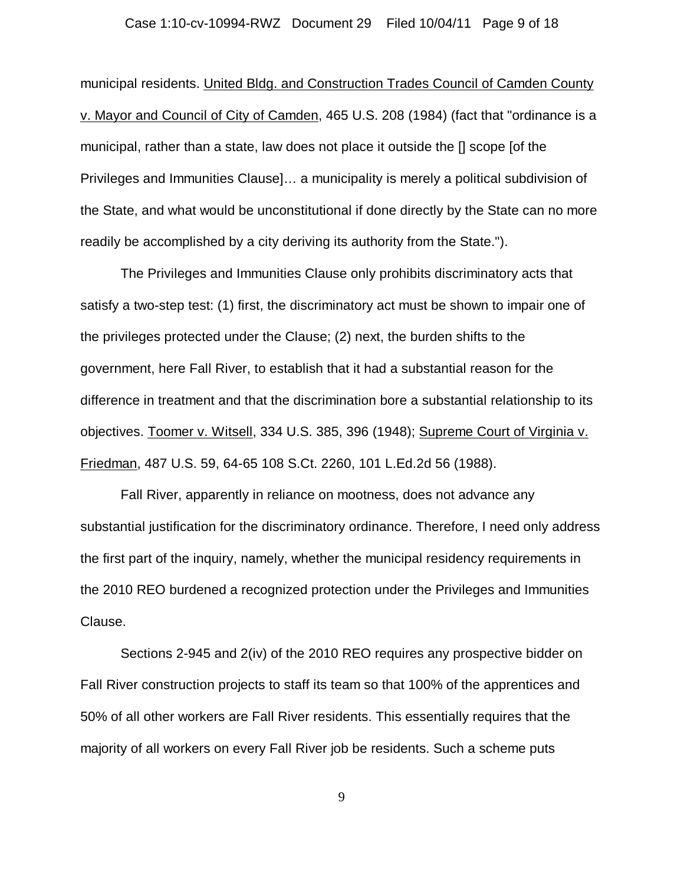municipal residents. United Bldg. and Construction Trades Council of Camden County v. Mayor and Council of City of Camden, 465 U.S. 208 (1984) (fact that "ordinance is a municipal, rather than a state, law does not place it outside the [] scope [of the Privileges and Immunities Clause]… a municipality is merely a political subdivision of the State, and what would be unconstitutional if done directly by the State can no more readily be accomplished by a city deriving its authority from the State.").

The Privileges and Immunities Clause only prohibits discriminatory acts that satisfy a two-step test: (1) first, the discriminatory act must be shown to impair one of the privileges protected under the Clause; (2) next, the burden shifts to the government, here Fall River, to establish that it had a substantial reason for the difference in treatment and that the discrimination bore a substantial relationship to its objectives. Toomer v. Witsell, 334 U.S. 385, 396 (1948); Supreme Court of Virginia v. Friedman, 487 U.S. 59, 64-65 108 S.Ct. 2260, 101 L.Ed.2d 56 (1988).

Fall River, apparently in reliance on mootness, does not advance any substantial justification for the discriminatory ordinance. Therefore, I need only address the first part of the inquiry, namely, whether the municipal residency requirements in the 2010 REO burdened a recognized protection under the Privileges and Immunities Clause.

Sections 2-945 and 2(iv) of the 2010 REO requires any prospective bidder on Fall River construction projects to staff its team so that 100% of the apprentices and 50% of all other workers are Fall River residents. This essentially requires that the majority of all workers on every Fall River job be residents. Such a scheme puts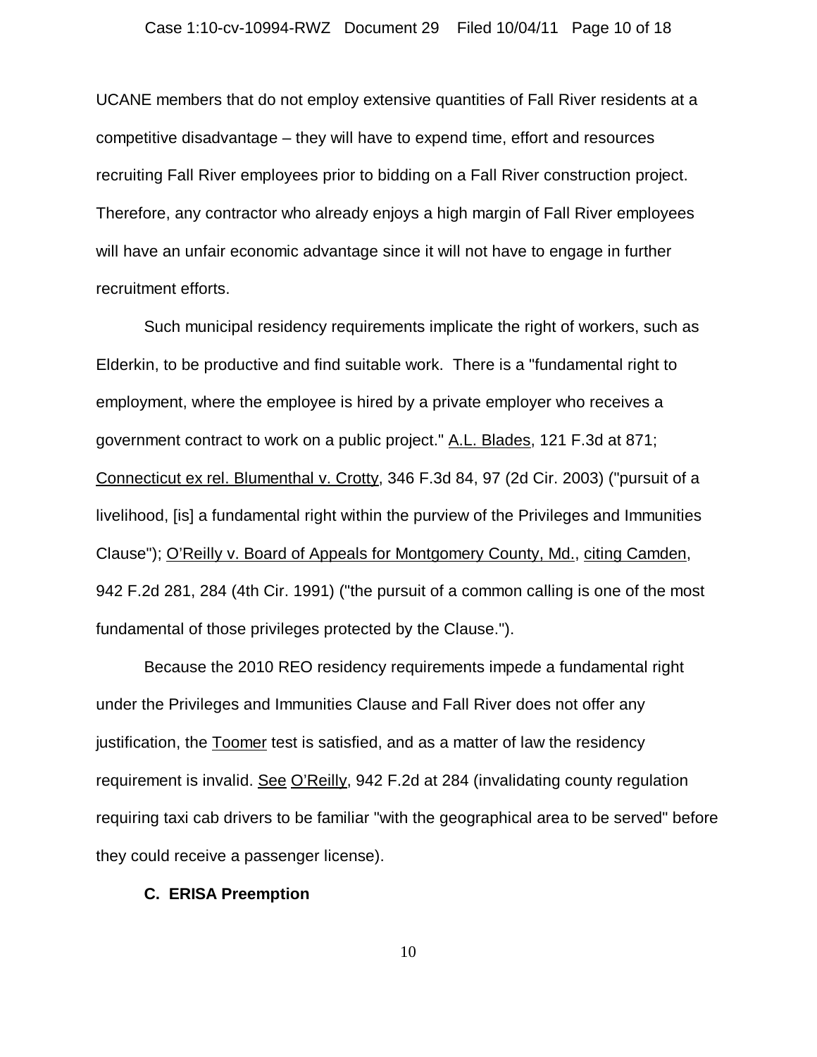UCANE members that do not employ extensive quantities of Fall River residents at a competitive disadvantage – they will have to expend time, effort and resources recruiting Fall River employees prior to bidding on a Fall River construction project. Therefore, any contractor who already enjoys a high margin of Fall River employees will have an unfair economic advantage since it will not have to engage in further recruitment efforts.

Such municipal residency requirements implicate the right of workers, such as Elderkin, to be productive and find suitable work. There is a "fundamental right to employment, where the employee is hired by a private employer who receives a government contract to work on a public project." A.L. Blades, 121 F.3d at 871; Connecticut ex rel. Blumenthal v. Crotty, 346 F.3d 84, 97 (2d Cir. 2003) ("pursuit of a livelihood, [is] a fundamental right within the purview of the Privileges and Immunities Clause"); O'Reilly v. Board of Appeals for Montgomery County, Md., citing Camden, 942 F.2d 281, 284 (4th Cir. 1991) ("the pursuit of a common calling is one of the most fundamental of those privileges protected by the Clause.").

Because the 2010 REO residency requirements impede a fundamental right under the Privileges and Immunities Clause and Fall River does not offer any justification, the Toomer test is satisfied, and as a matter of law the residency requirement is invalid. See O'Reilly, 942 F.2d at 284 (invalidating county regulation requiring taxi cab drivers to be familiar "with the geographical area to be served" before they could receive a passenger license).

**C. ERISA Preemption**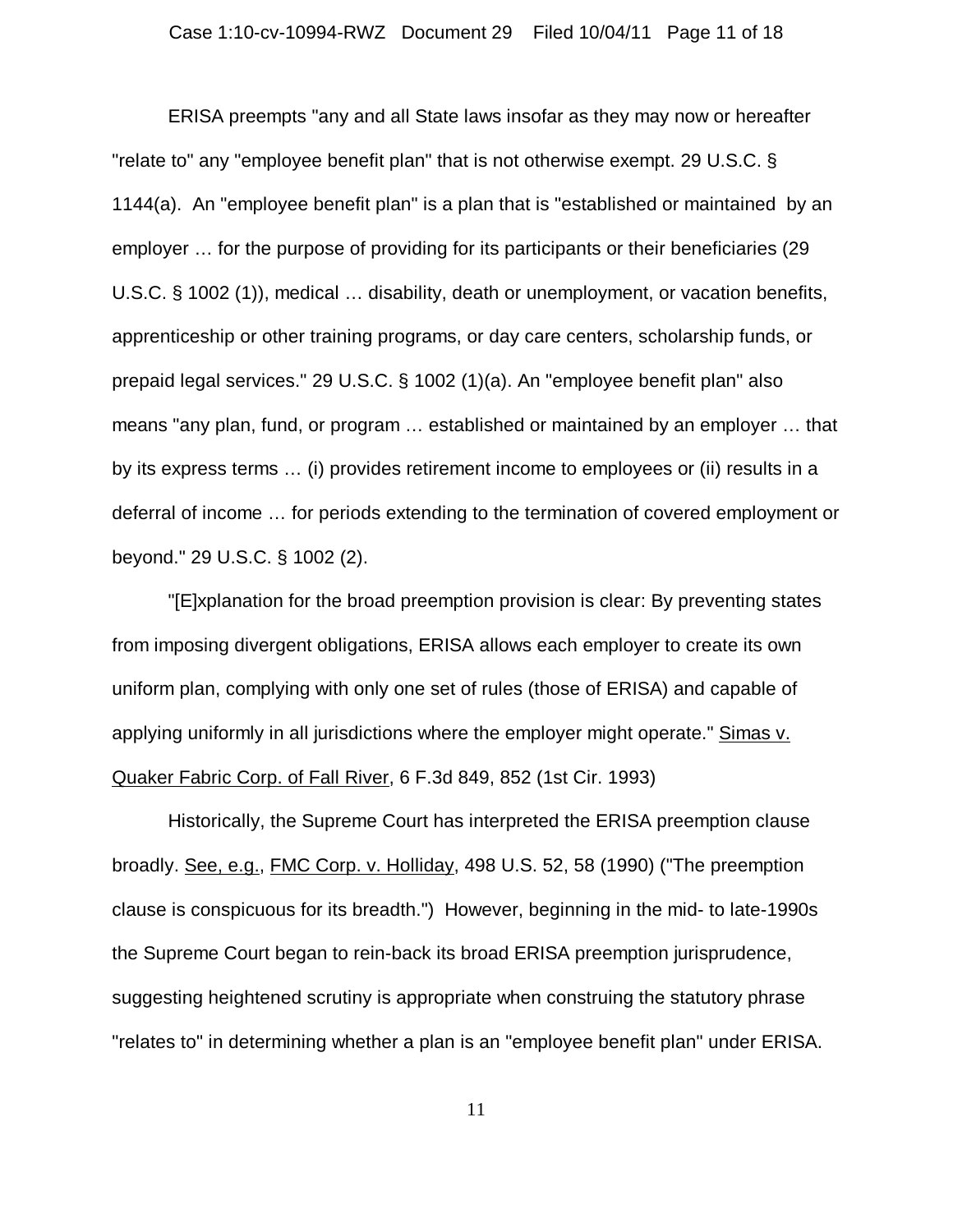ERISA preempts "any and all State laws insofar as they may now or hereafter "relate to" any "employee benefit plan" that is not otherwise exempt. 29 U.S.C. § 1144(a). An "employee benefit plan" is a plan that is "established or maintained by an employer … for the purpose of providing for its participants or their beneficiaries (29 U.S.C. § 1002 (1)), medical … disability, death or unemployment, or vacation benefits, apprenticeship or other training programs, or day care centers, scholarship funds, or prepaid legal services." 29 U.S.C. § 1002 (1)(a). An "employee benefit plan" also means "any plan, fund, or program … established or maintained by an employer … that by its express terms … (i) provides retirement income to employees or (ii) results in a deferral of income … for periods extending to the termination of covered employment or beyond." 29 U.S.C. § 1002 (2).

"[E]xplanation for the broad preemption provision is clear: By preventing states from imposing divergent obligations, ERISA allows each employer to create its own uniform plan, complying with only one set of rules (those of ERISA) and capable of applying uniformly in all jurisdictions where the employer might operate." Simas v. Quaker Fabric Corp. of Fall River, 6 F.3d 849, 852 (1st Cir. 1993)

Historically, the Supreme Court has interpreted the ERISA preemption clause broadly. See, e.g., FMC Corp. v. Holliday, 498 U.S. 52, 58 (1990) ("The preemption clause is conspicuous for its breadth.") However, beginning in the mid- to late-1990s the Supreme Court began to rein-back its broad ERISA preemption jurisprudence, suggesting heightened scrutiny is appropriate when construing the statutory phrase "relates to" in determining whether a plan is an "employee benefit plan" under ERISA.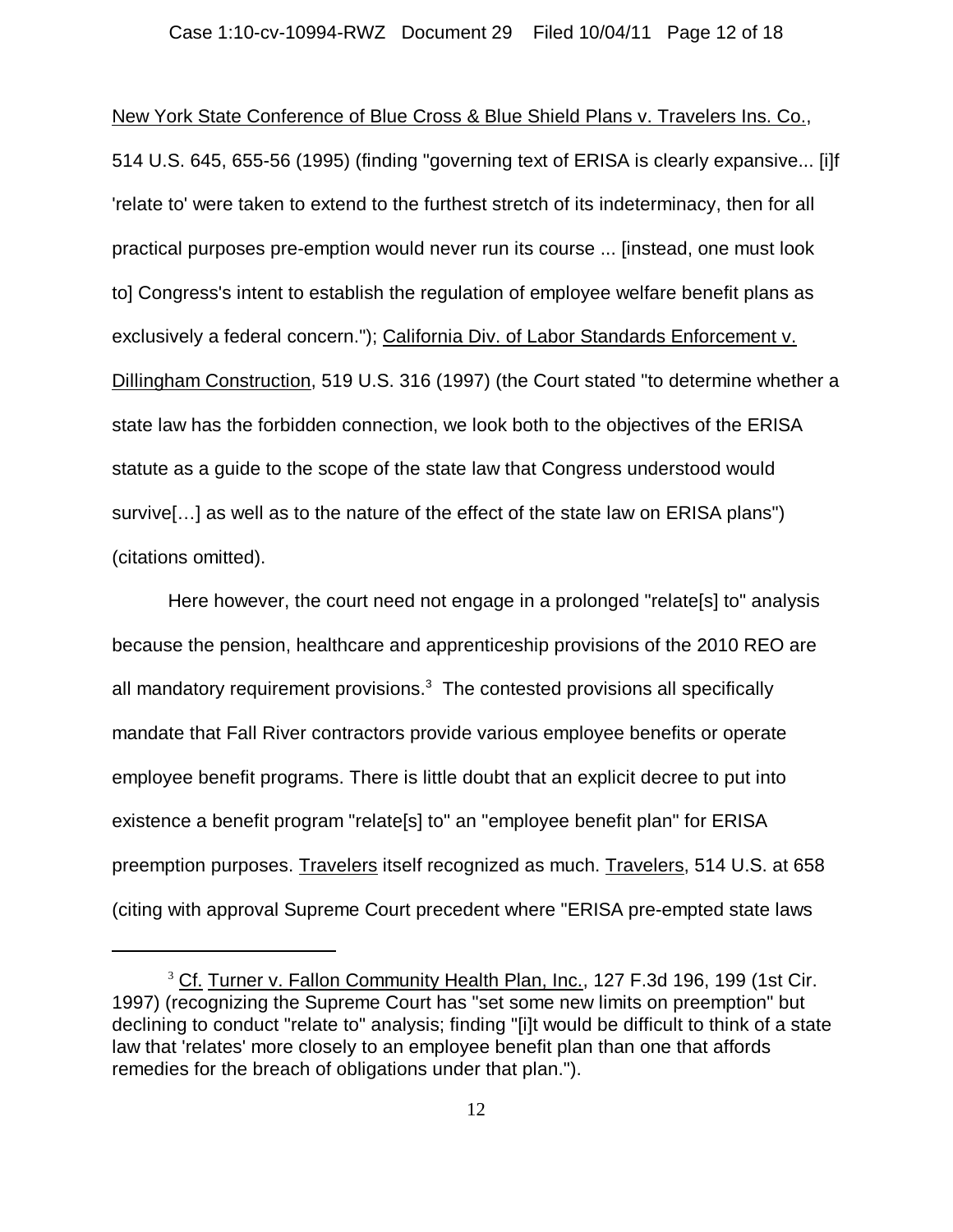New York State Conference of Blue Cross & Blue Shield Plans v. Travelers Ins. Co., 514 U.S. 645, 655-56 (1995) (finding "governing text of ERISA is clearly expansive... [i]f 'relate to' were taken to extend to the furthest stretch of its indeterminacy, then for all practical purposes pre-emption would never run its course ... [instead, one must look to] Congress's intent to establish the regulation of employee welfare benefit plans as exclusively a federal concern."); California Div. of Labor Standards Enforcement v. Dillingham Construction, 519 U.S. 316 (1997) (the Court stated "to determine whether a state law has the forbidden connection, we look both to the objectives of the ERISA statute as a guide to the scope of the state law that Congress understood would survive[…] as well as to the nature of the effect of the state law on ERISA plans") (citations omitted).

Here however, the court need not engage in a prolonged "relate[s] to" analysis because the pension, healthcare and apprenticeship provisions of the 2010 REO are all mandatory requirement provisions.[3] The contested provisions all specifically mandate that Fall River contractors provide various employee benefits or operate employee benefit programs. There is little doubt that an explicit decree to put into existence a benefit program "relate[s] to" an "employee benefit plan" for ERISA preemption purposes. Travelers itself recognized as much. Travelers, 514 U.S. at 658 (citing with approval Supreme Court precedent where "ERISA pre-empted state laws

---

[3] Cf. Turner v. Fallon Community Health Plan, Inc., 127 F.3d 196, 199 (1st Cir. 1997) (recognizing the Supreme Court has "set some new limits on preemption" but declining to conduct "relate to" analysis; finding "[i]t would be difficult to think of a state law that 'relates' more closely to an employee benefit plan than one that affords remedies for the breach of obligations under that plan.").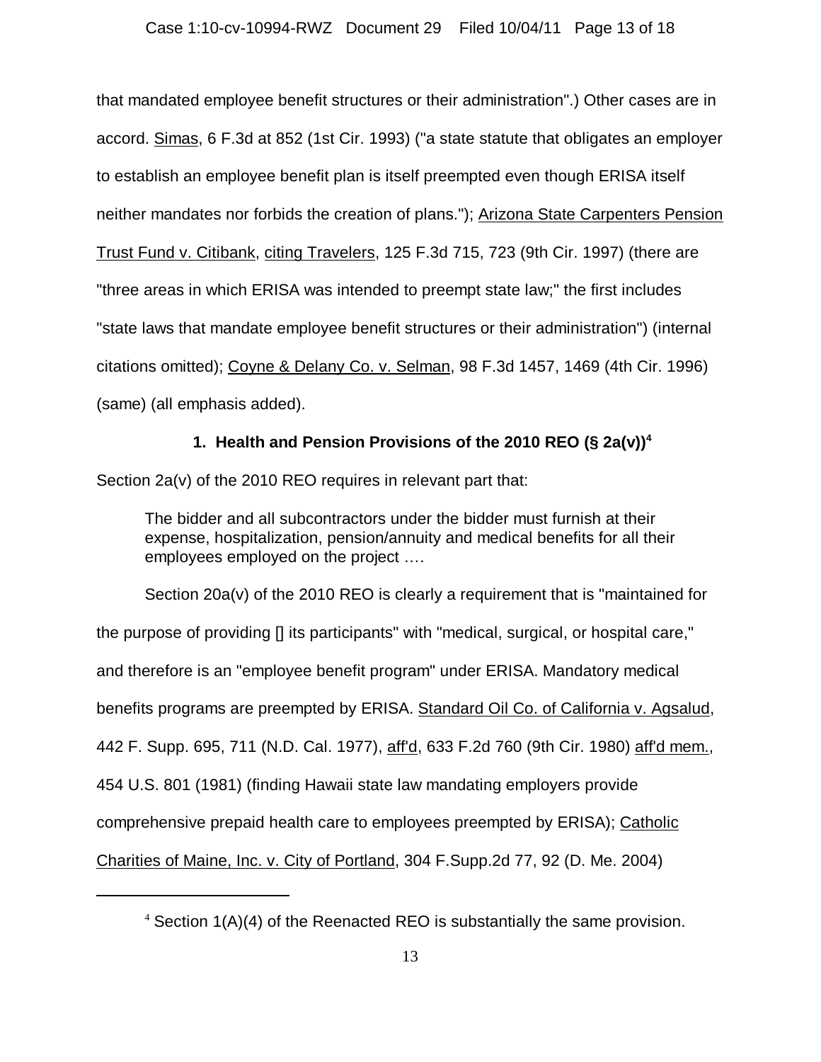that mandated employee benefit structures or their administration".) Other cases are in accord. Simas, 6 F.3d at 852 (1st Cir. 1993) ("a state statute that obligates an employer to establish an employee benefit plan is itself preempted even though ERISA itself neither mandates nor forbids the creation of plans."); Arizona State Carpenters Pension Trust Fund v. Citibank, citing Travelers, 125 F.3d 715, 723 (9th Cir. 1997) (there are "three areas in which ERISA was intended to preempt state law;" the first includes "state laws that mandate employee benefit structures or their administration") (internal citations omitted); Coyne & Delany Co. v. Selman, 98 F.3d 1457, 1469 (4th Cir. 1996) (same) (all emphasis added).

### 1. Health and Pension Provisions of the 2010 REO (§ 2a(v))[4]

Section 2a(v) of the 2010 REO requires in relevant part that:

> The bidder and all subcontractors under the bidder must furnish at their expense, hospitalization, pension/annuity and medical benefits for all their employees employed on the project ….

Section 20a(v) of the 2010 REO is clearly a requirement that is "maintained for the purpose of providing [] its participants" with "medical, surgical, or hospital care," and therefore is an "employee benefit program" under ERISA. Mandatory medical benefits programs are preempted by ERISA. Standard Oil Co. of California v. Agsalud, 442 F. Supp. 695, 711 (N.D. Cal. 1977), aff'd, 633 F.2d 760 (9th Cir. 1980) aff'd mem., 454 U.S. 801 (1981) (finding Hawaii state law mandating employers provide comprehensive prepaid health care to employees preempted by ERISA); Catholic Charities of Maine, Inc. v. City of Portland, 304 F.Supp.2d 77, 92 (D. Me. 2004)

---

[4] Section 1(A)(4) of the Reenacted REO is substantially the same provision.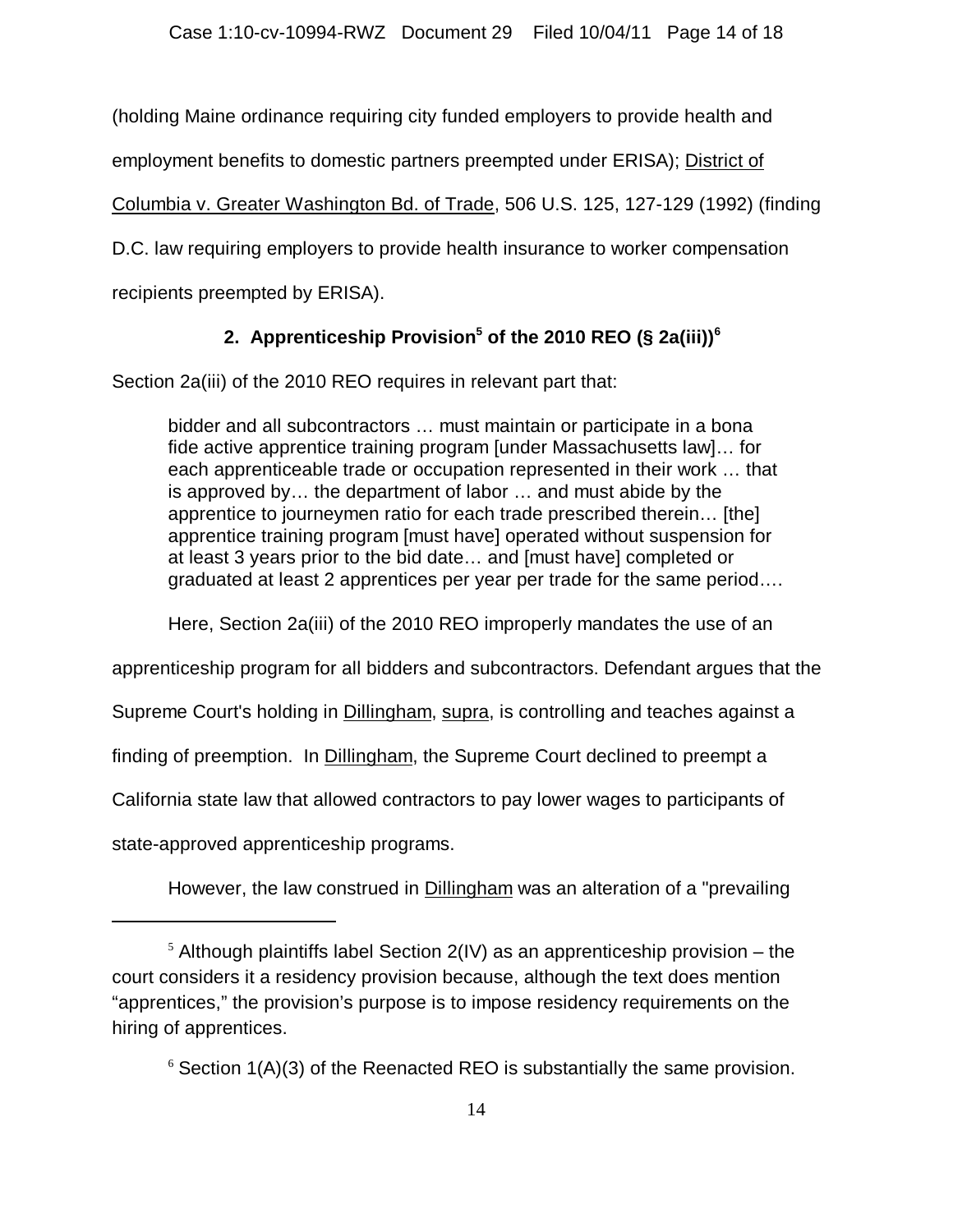(holding Maine ordinance requiring city funded employers to provide health and employment benefits to domestic partners preempted under ERISA); District of Columbia v. Greater Washington Bd. of Trade, 506 U.S. 125, 127-129 (1992) (finding D.C. law requiring employers to provide health insurance to worker compensation recipients preempted by ERISA).

### 2. Apprenticeship Provision[5] of the 2010 REO (§ 2a(iii))[6]

Section 2a(iii) of the 2010 REO requires in relevant part that:

> bidder and all subcontractors … must maintain or participate in a bona fide active apprentice training program [under Massachusetts law]… for each apprenticeable trade or occupation represented in their work … that is approved by… the department of labor … and must abide by the apprentice to journeymen ratio for each trade prescribed therein… [the] apprentice training program [must have] operated without suspension for at least 3 years prior to the bid date… and [must have] completed or graduated at least 2 apprentices per year per trade for the same period….

Here, Section 2a(iii) of the 2010 REO improperly mandates the use of an apprenticeship program for all bidders and subcontractors. Defendant argues that the Supreme Court's holding in Dillingham, supra, is controlling and teaches against a finding of preemption. In Dillingham, the Supreme Court declined to preempt a California state law that allowed contractors to pay lower wages to participants of state-approved apprenticeship programs.

However, the law construed in Dillingham was an alteration of a "prevailing

---

[5] Although plaintiffs label Section 2(IV) as an apprenticeship provision – the court considers it a residency provision because, although the text does mention "apprentices," the provision's purpose is to impose residency requirements on the hiring of apprentices.

[6] Section 1(A)(3) of the Reenacted REO is substantially the same provision.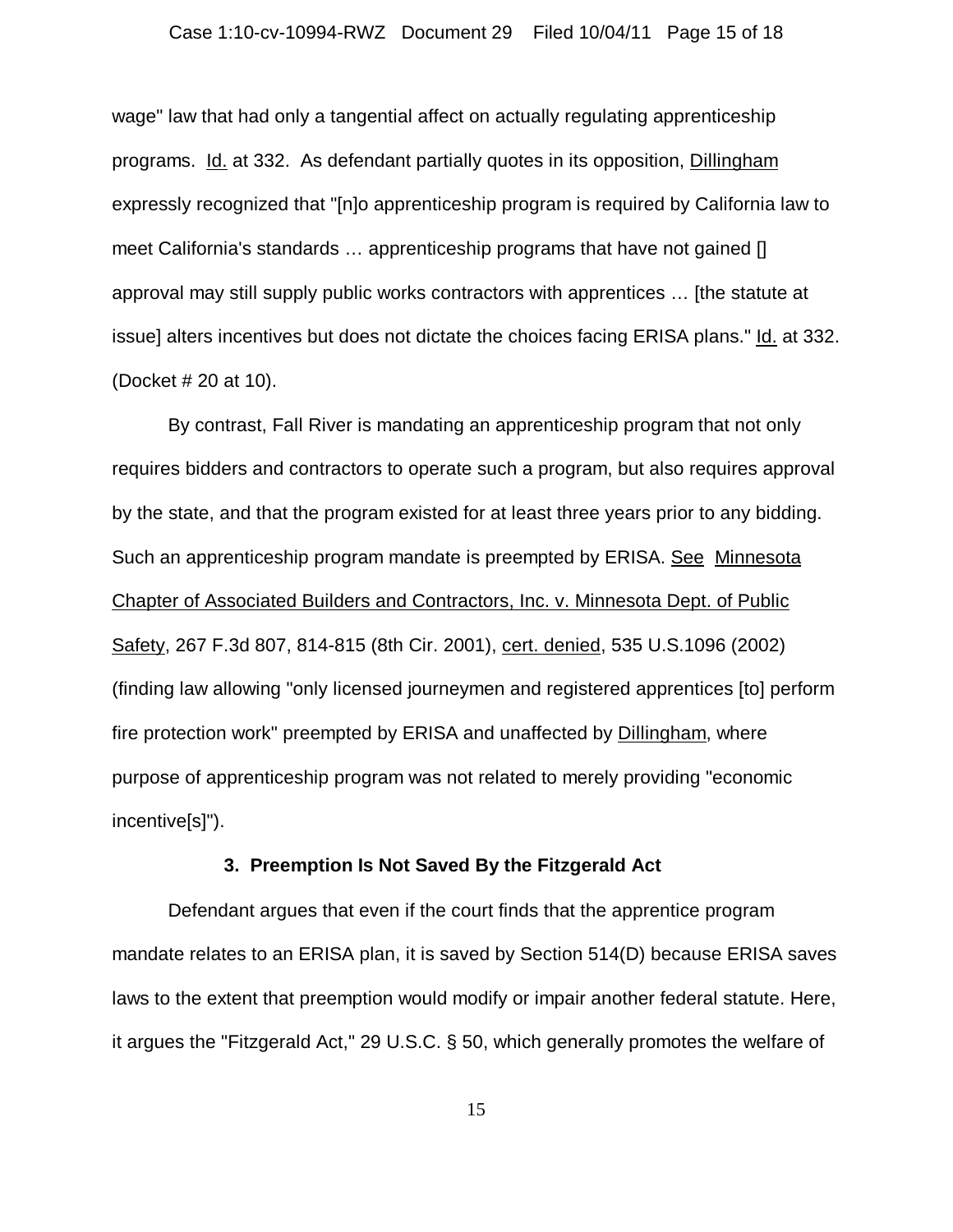wage" law that had only a tangential affect on actually regulating apprenticeship programs. Id. at 332. As defendant partially quotes in its opposition, Dillingham expressly recognized that "[n]o apprenticeship program is required by California law to meet California's standards … apprenticeship programs that have not gained [] approval may still supply public works contractors with apprentices … [the statute at issue] alters incentives but does not dictate the choices facing ERISA plans." Id. at 332. (Docket # 20 at 10).

By contrast, Fall River is mandating an apprenticeship program that not only requires bidders and contractors to operate such a program, but also requires approval by the state, and that the program existed for at least three years prior to any bidding. Such an apprenticeship program mandate is preempted by ERISA. See Minnesota Chapter of Associated Builders and Contractors, Inc. v. Minnesota Dept. of Public Safety, 267 F.3d 807, 814-815 (8th Cir. 2001), cert. denied, 535 U.S.1096 (2002) (finding law allowing "only licensed journeymen and registered apprentices [to] perform fire protection work" preempted by ERISA and unaffected by Dillingham, where purpose of apprenticeship program was not related to merely providing "economic incentive[s]").

### 3. Preemption Is Not Saved By the Fitzgerald Act

Defendant argues that even if the court finds that the apprentice program mandate relates to an ERISA plan, it is saved by Section 514(D) because ERISA saves laws to the extent that preemption would modify or impair another federal statute. Here, it argues the "Fitzgerald Act," 29 U.S.C. § 50, which generally promotes the welfare of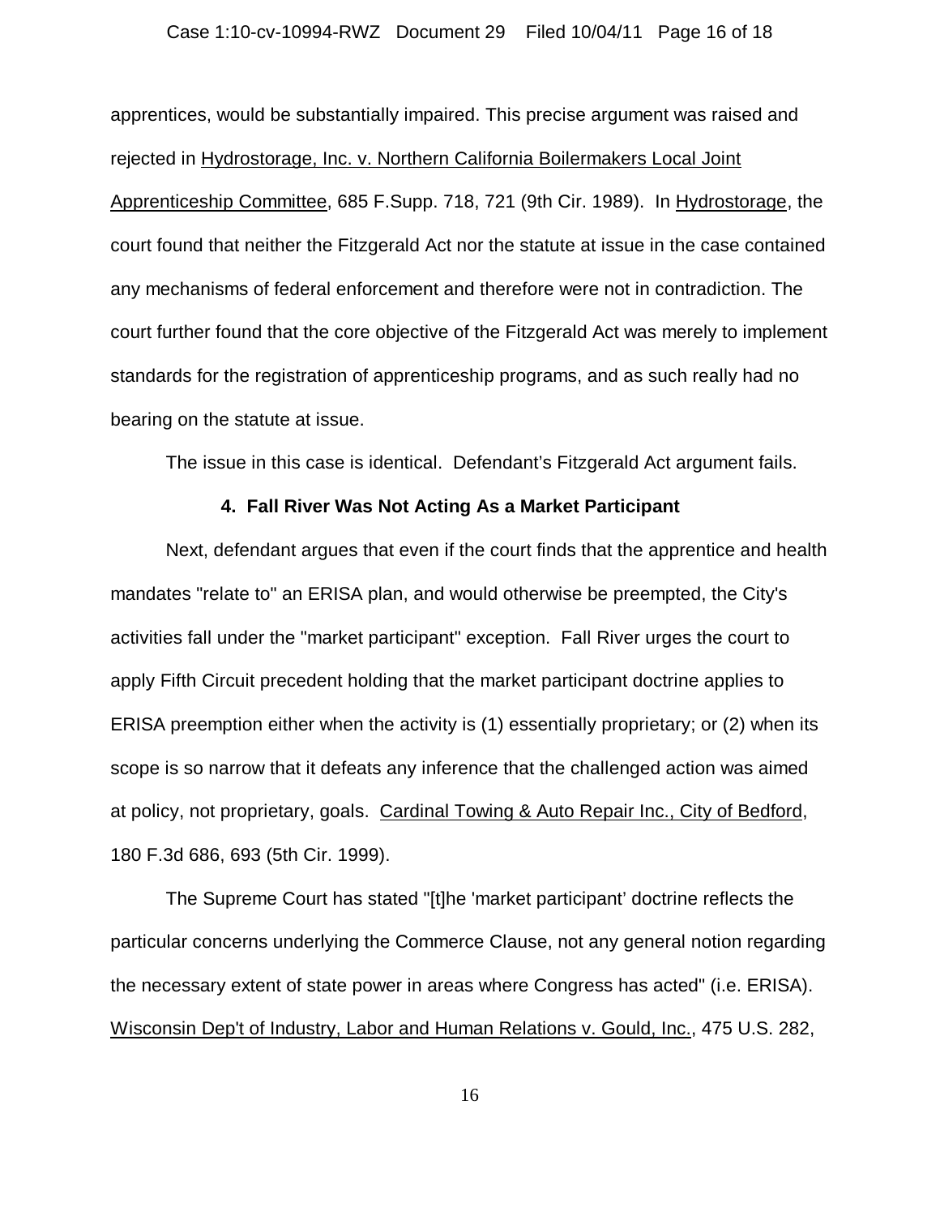apprentices, would be substantially impaired. This precise argument was raised and rejected in Hydrostorage, Inc. v. Northern California Boilermakers Local Joint Apprenticeship Committee, 685 F.Supp. 718, 721 (9th Cir. 1989). In Hydrostorage, the court found that neither the Fitzgerald Act nor the statute at issue in the case contained any mechanisms of federal enforcement and therefore were not in contradiction. The court further found that the core objective of the Fitzgerald Act was merely to implement standards for the registration of apprenticeship programs, and as such really had no bearing on the statute at issue.

The issue in this case is identical. Defendant's Fitzgerald Act argument fails.

**4. Fall River Was Not Acting As a Market Participant**

Next, defendant argues that even if the court finds that the apprentice and health mandates "relate to" an ERISA plan, and would otherwise be preempted, the City's activities fall under the "market participant" exception. Fall River urges the court to apply Fifth Circuit precedent holding that the market participant doctrine applies to ERISA preemption either when the activity is (1) essentially proprietary; or (2) when its scope is so narrow that it defeats any inference that the challenged action was aimed at policy, not proprietary, goals. Cardinal Towing & Auto Repair Inc., City of Bedford, 180 F.3d 686, 693 (5th Cir. 1999).

The Supreme Court has stated "[t]he 'market participant' doctrine reflects the particular concerns underlying the Commerce Clause, not any general notion regarding the necessary extent of state power in areas where Congress has acted" (i.e. ERISA). Wisconsin Dep't of Industry, Labor and Human Relations v. Gould, Inc., 475 U.S. 282,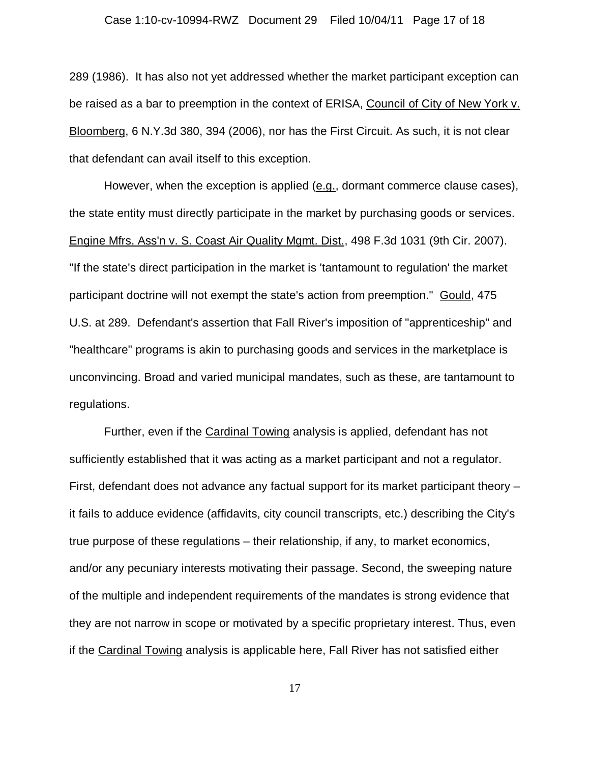289 (1986). It has also not yet addressed whether the market participant exception can be raised as a bar to preemption in the context of ERISA, Council of City of New York v. Bloomberg, 6 N.Y.3d 380, 394 (2006), nor has the First Circuit. As such, it is not clear that defendant can avail itself to this exception.

However, when the exception is applied (e.g., dormant commerce clause cases), the state entity must directly participate in the market by purchasing goods or services. Engine Mfrs. Ass'n v. S. Coast Air Quality Mgmt. Dist., 498 F.3d 1031 (9th Cir. 2007). "If the state's direct participation in the market is 'tantamount to regulation' the market participant doctrine will not exempt the state's action from preemption." Gould, 475 U.S. at 289. Defendant's assertion that Fall River's imposition of "apprenticeship" and "healthcare" programs is akin to purchasing goods and services in the marketplace is unconvincing. Broad and varied municipal mandates, such as these, are tantamount to regulations.

Further, even if the Cardinal Towing analysis is applied, defendant has not sufficiently established that it was acting as a market participant and not a regulator. First, defendant does not advance any factual support for its market participant theory – it fails to adduce evidence (affidavits, city council transcripts, etc.) describing the City's true purpose of these regulations – their relationship, if any, to market economics, and/or any pecuniary interests motivating their passage. Second, the sweeping nature of the multiple and independent requirements of the mandates is strong evidence that they are not narrow in scope or motivated by a specific proprietary interest. Thus, even if the Cardinal Towing analysis is applicable here, Fall River has not satisfied either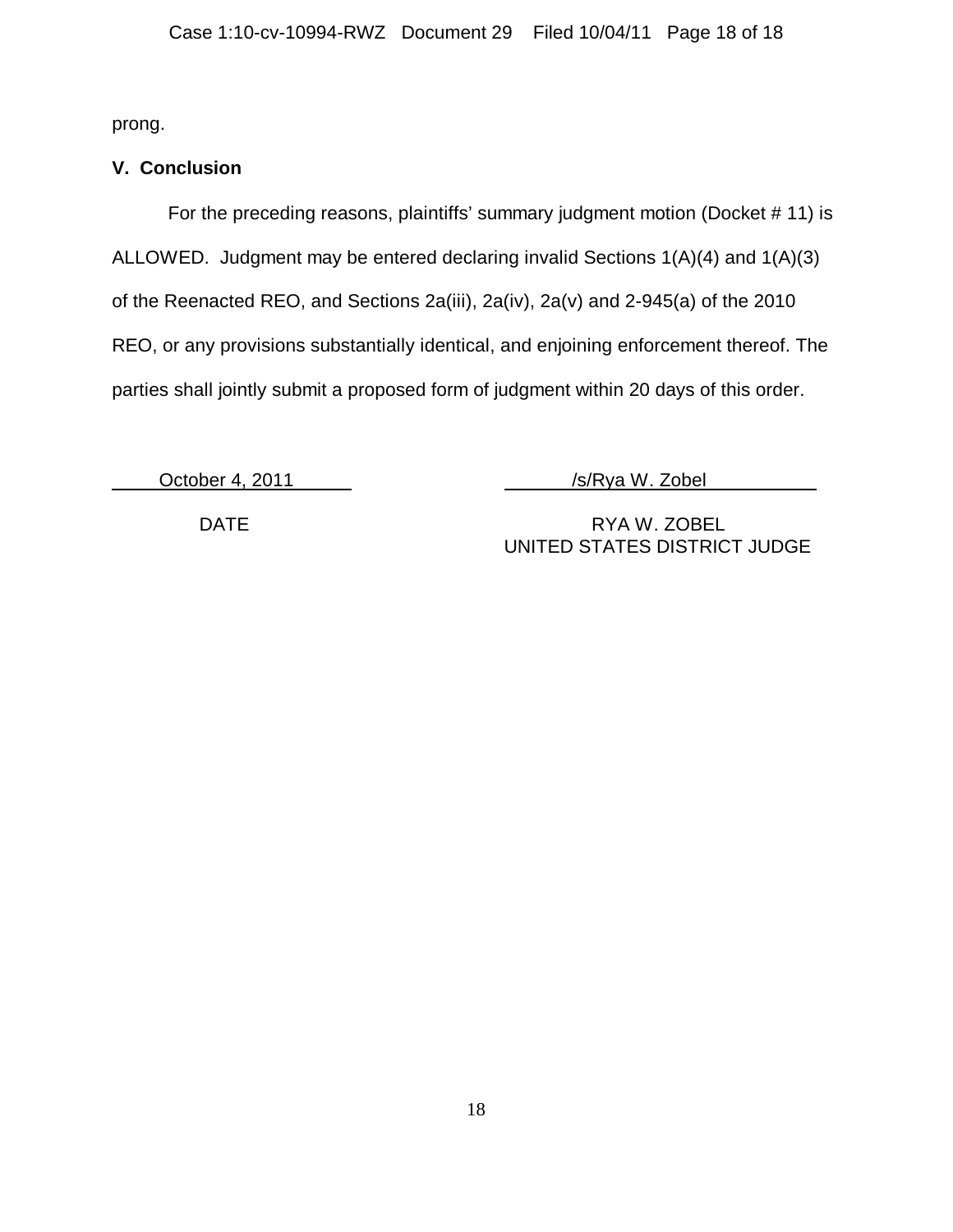prong.

**V. Conclusion**

For the preceding reasons, plaintiffs' summary judgment motion (Docket # 11) is ALLOWED. Judgment may be entered declaring invalid Sections 1(A)(4) and 1(A)(3) of the Reenacted REO, and Sections 2a(iii), 2a(iv), 2a(v) and 2-945(a) of the 2010 REO, or any provisions substantially identical, and enjoining enforcement thereof. The parties shall jointly submit a proposed form of judgment within 20 days of this order.

October 4, 2011 — DATE

/s/Rya W. Zobel — RYA W. ZOBEL, UNITED STATES DISTRICT JUDGE